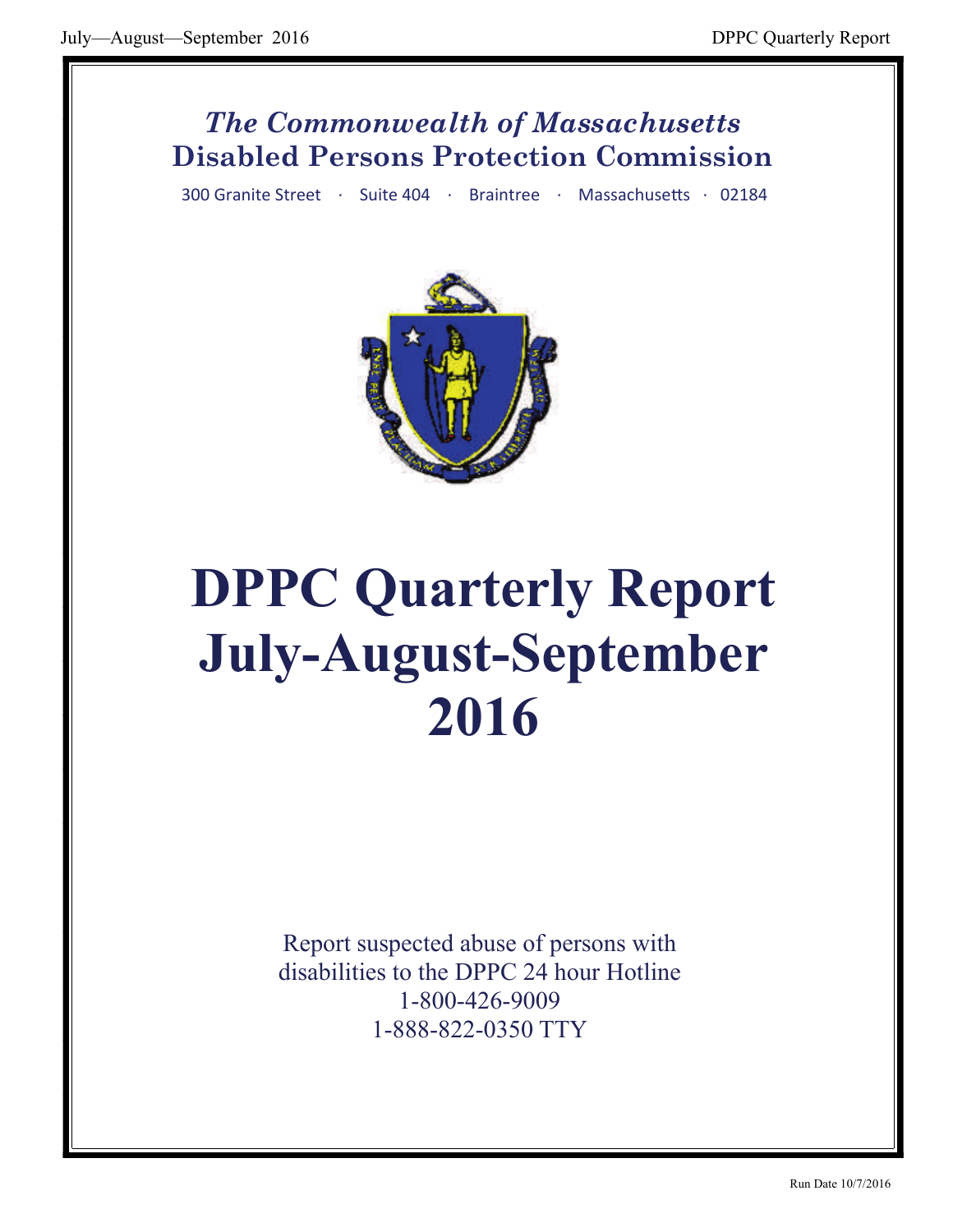*The Commonwealth of Massachusetts*
**Disabled Persons Protection Commission**

300 Granite Street · Suite 404 · Braintree · Massachusetts · 02184

# DPPC Quarterly Report July-August-September 2016

Report suspected abuse of persons with disabilities to the DPPC 24 hour Hotline
1-800-426-9009
1-888-822-0350 TTY

Run Date 10/7/2016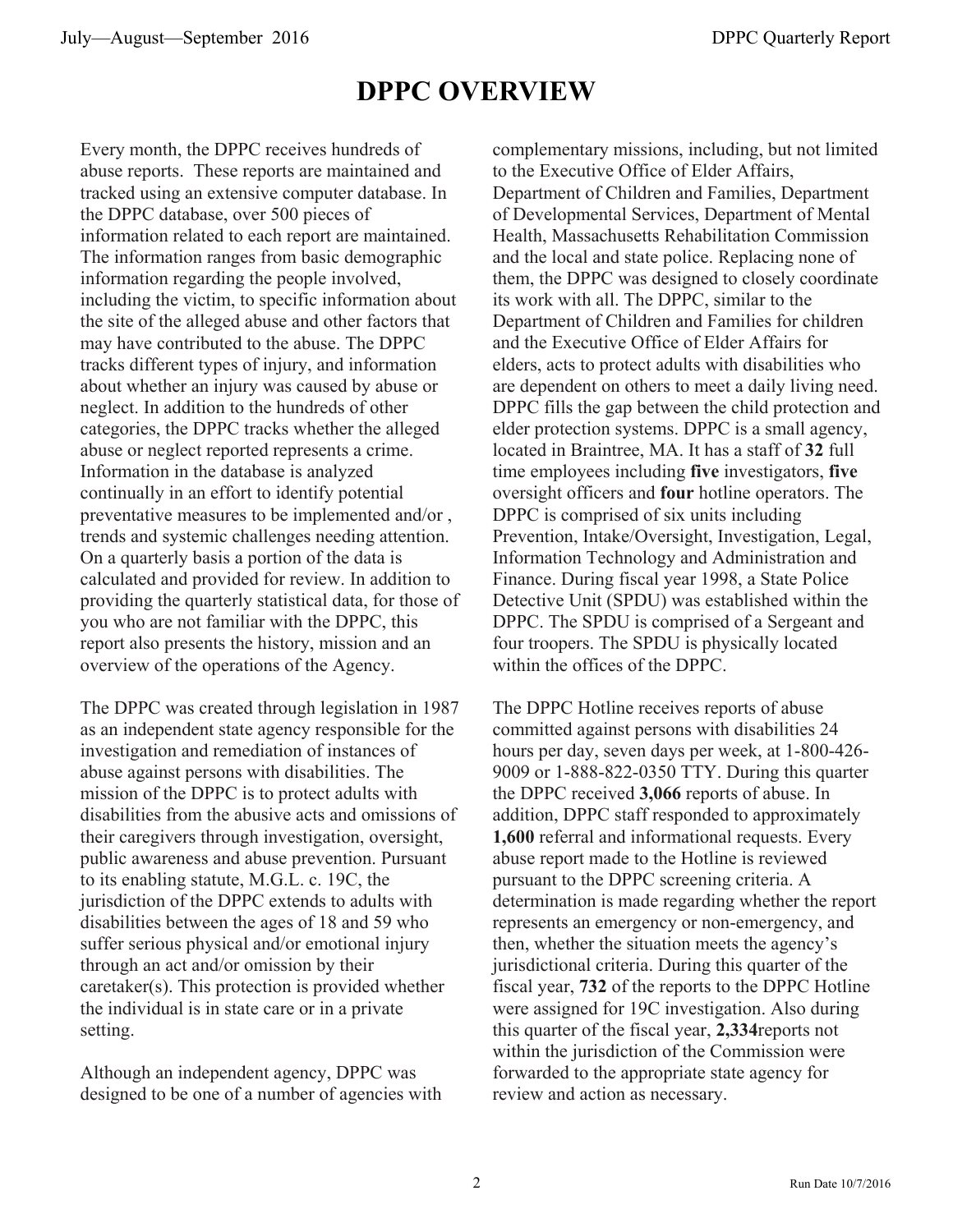# DPPC OVERVIEW

Every month, the DPPC receives hundreds of abuse reports. These reports are maintained and tracked using an extensive computer database. In the DPPC database, over 500 pieces of information related to each report are maintained. The information ranges from basic demographic information regarding the people involved, including the victim, to specific information about the site of the alleged abuse and other factors that may have contributed to the abuse. The DPPC tracks different types of injury, and information about whether an injury was caused by abuse or neglect. In addition to the hundreds of other categories, the DPPC tracks whether the alleged abuse or neglect reported represents a crime. Information in the database is analyzed continually in an effort to identify potential preventative measures to be implemented and/or , trends and systemic challenges needing attention. On a quarterly basis a portion of the data is calculated and provided for review. In addition to providing the quarterly statistical data, for those of you who are not familiar with the DPPC, this report also presents the history, mission and an overview of the operations of the Agency.

The DPPC was created through legislation in 1987 as an independent state agency responsible for the investigation and remediation of instances of abuse against persons with disabilities. The mission of the DPPC is to protect adults with disabilities from the abusive acts and omissions of their caregivers through investigation, oversight, public awareness and abuse prevention. Pursuant to its enabling statute, M.G.L. c. 19C, the jurisdiction of the DPPC extends to adults with disabilities between the ages of 18 and 59 who suffer serious physical and/or emotional injury through an act and/or omission by their caretaker(s). This protection is provided whether the individual is in state care or in a private setting.

Although an independent agency, DPPC was designed to be one of a number of agencies with complementary missions, including, but not limited to the Executive Office of Elder Affairs, Department of Children and Families, Department of Developmental Services, Department of Mental Health, Massachusetts Rehabilitation Commission and the local and state police. Replacing none of them, the DPPC was designed to closely coordinate its work with all. The DPPC, similar to the Department of Children and Families for children and the Executive Office of Elder Affairs for elders, acts to protect adults with disabilities who are dependent on others to meet a daily living need. DPPC fills the gap between the child protection and elder protection systems. DPPC is a small agency, located in Braintree, MA. It has a staff of **32** full time employees including **five** investigators, **five** oversight officers and **four** hotline operators. The DPPC is comprised of six units including Prevention, Intake/Oversight, Investigation, Legal, Information Technology and Administration and Finance. During fiscal year 1998, a State Police Detective Unit (SPDU) was established within the DPPC. The SPDU is comprised of a Sergeant and four troopers. The SPDU is physically located within the offices of the DPPC.

The DPPC Hotline receives reports of abuse committed against persons with disabilities 24 hours per day, seven days per week, at 1-800-426-9009 or 1-888-822-0350 TTY. During this quarter the DPPC received **3,066** reports of abuse. In addition, DPPC staff responded to approximately **1,600** referral and informational requests. Every abuse report made to the Hotline is reviewed pursuant to the DPPC screening criteria. A determination is made regarding whether the report represents an emergency or non-emergency, and then, whether the situation meets the agency's jurisdictional criteria. During this quarter of the fiscal year, **732** of the reports to the DPPC Hotline were assigned for 19C investigation. Also during this quarter of the fiscal year, **2,334**reports not within the jurisdiction of the Commission were forwarded to the appropriate state agency for review and action as necessary.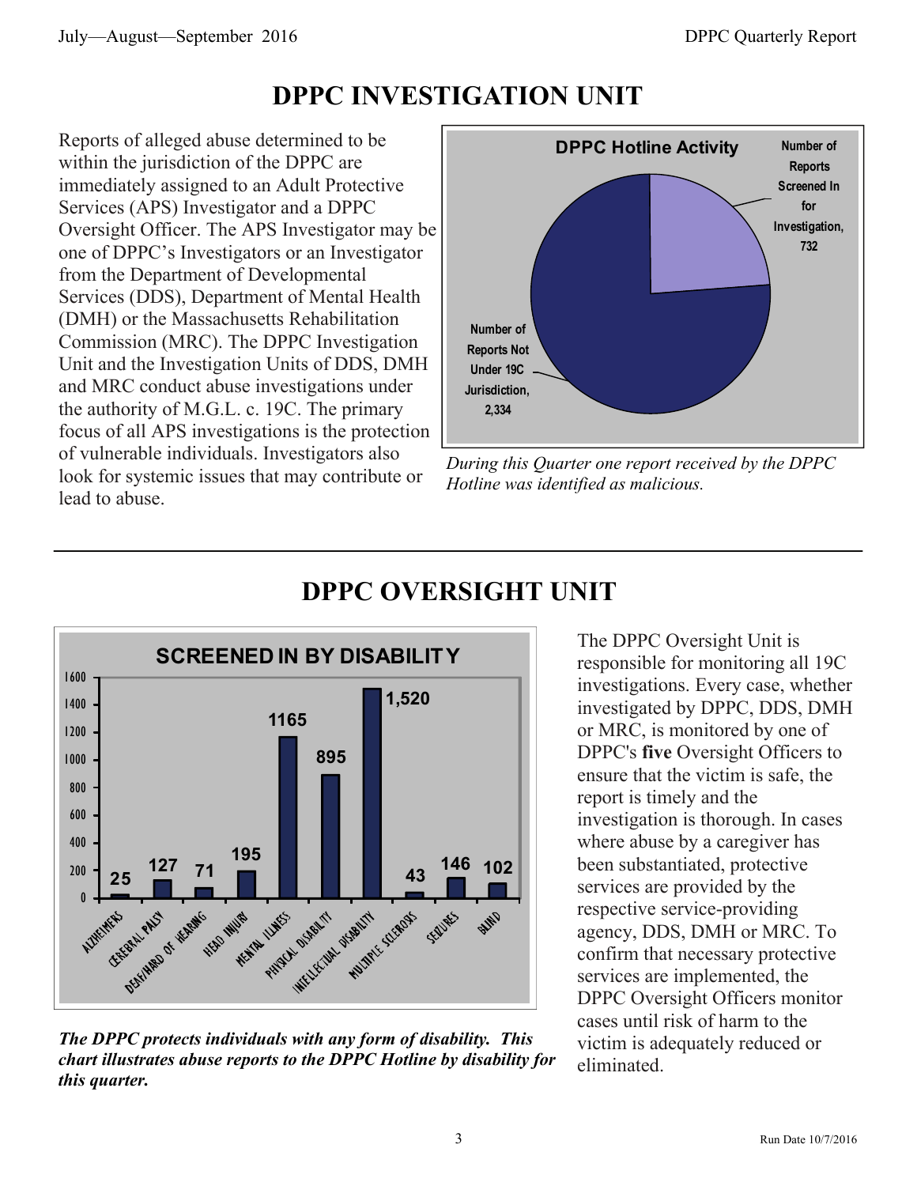# DPPC INVESTIGATION UNIT

Reports of alleged abuse determined to be within the jurisdiction of the DPPC are immediately assigned to an Adult Protective Services (APS) Investigator and a DPPC Oversight Officer. The APS Investigator may be one of DPPC's Investigators or an Investigator from the Department of Developmental Services (DDS), Department of Mental Health (DMH) or the Massachusetts Rehabilitation Commission (MRC). The DPPC Investigation Unit and the Investigation Units of DDS, DMH and MRC conduct abuse investigations under the authority of M.G.L. c. 19C. The primary focus of all APS investigations is the protection of vulnerable individuals. Investigators also look for systemic issues that may contribute or lead to abuse.

**DPPC Hotline Activity**

| Category | Count |
|---|---|
| Number of Reports Screened In for Investigation | 732 |
| Number of Reports Not Under 19C Jurisdiction | 2,334 |

*During this Quarter one report received by the DPPC Hotline was identified as malicious.*

# DPPC OVERSIGHT UNIT

**SCREENED IN BY DISABILITY**

| Disability | Count |
|---|---|
| Alzheimers | 25 |
| Cerebral Palsy | 127 |
| Deaf/Hard of Hearing | 71 |
| Head Injury | 195 |
| Mental Illness | 1165 |
| Physical Disability | 895 |
| Intellectual Disability | 1,520 |
| Multiple Sclerosis | 43 |
| Seizures | 146 |
| Blind | 102 |

***The DPPC protects individuals with any form of disability. This chart illustrates abuse reports to the DPPC Hotline by disability for this quarter.***

The DPPC Oversight Unit is responsible for monitoring all 19C investigations. Every case, whether investigated by DPPC, DDS, DMH or MRC, is monitored by one of DPPC's **five** Oversight Officers to ensure that the victim is safe, the report is timely and the investigation is thorough. In cases where abuse by a caregiver has been substantiated, protective services are provided by the respective service-providing agency, DDS, DMH or MRC. To confirm that necessary protective services are implemented, the DPPC Oversight Officers monitor cases until risk of harm to the victim is adequately reduced or eliminated.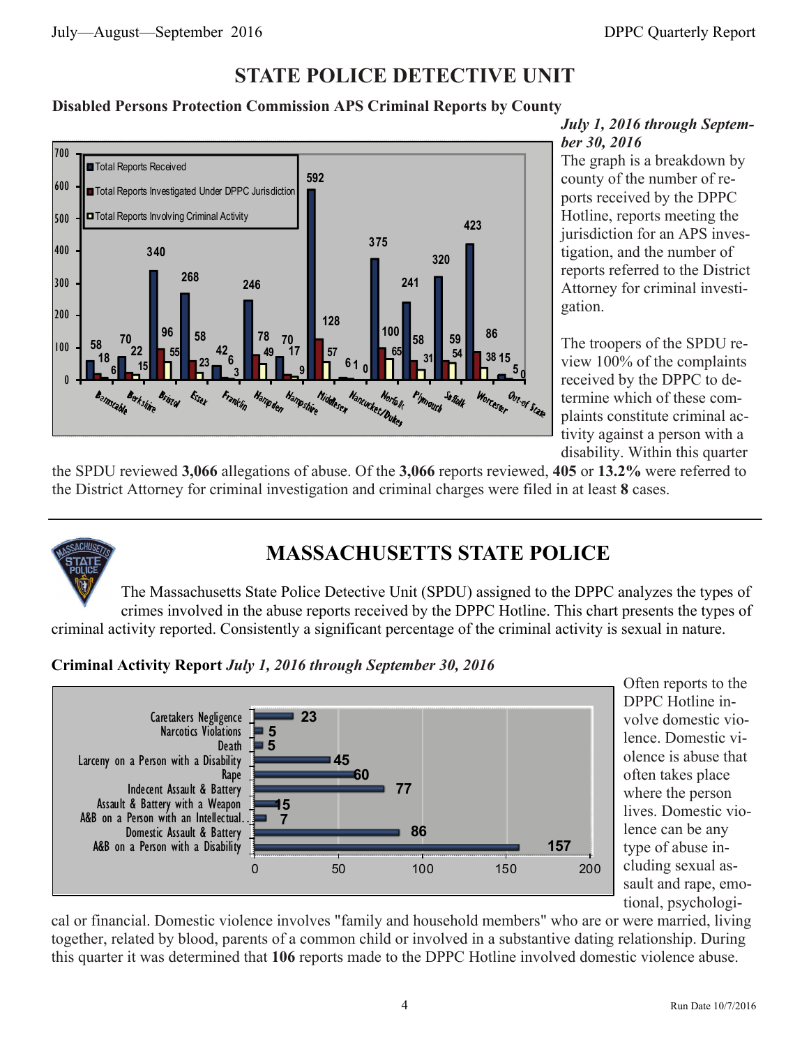# STATE POLICE DETECTIVE UNIT

**Disabled Persons Protection Commission APS Criminal Reports by County**

| County | Total Reports Received | Total Reports Investigated Under DPPC Jurisdiction | Total Reports Involving Criminal Activity |
|---|---|---|---|
| Barnstable | 58 | 18 | 6 |
| Berkshire | 70 | 22 | 15 |
| Bristol | 340 | 96 | 55 |
| Essex | 268 | 58 | 23 |
| Franklin | 42 | 6 | 3 |
| Hampden | 246 | 78 | 49 |
| Hampshire | 70 | 17 | 9 |
| Middlesex | 592 | 128 | 57 |
| Nantucket/Dukes | 6 | 1 | 0 |
| Norfolk | 375 | 100 | 65 |
| Plymouth | 241 | 58 | 31 |
| Suffolk | 320 | 59 | 54 |
| Worcester | 423 | 86 | 38 |
| Out-of State | 15 | 5 | 0 |

***July 1, 2016 through September 30, 2016***

The graph is a breakdown by county of the number of reports received by the DPPC Hotline, reports meeting the jurisdiction for an APS investigation, and the number of reports referred to the District Attorney for criminal investigation.

The troopers of the SPDU review 100% of the complaints received by the DPPC to determine which of these complaints constitute criminal activity against a person with a disability. Within this quarter the SPDU reviewed **3,066** allegations of abuse. Of the **3,066** reports reviewed, **405** or **13.2%** were referred to the District Attorney for criminal investigation and criminal charges were filed in at least **8** cases.

---

# MASSACHUSETTS STATE POLICE

The Massachusetts State Police Detective Unit (SPDU) assigned to the DPPC analyzes the types of crimes involved in the abuse reports received by the DPPC Hotline. This chart presents the types of criminal activity reported. Consistently a significant percentage of the criminal activity is sexual in nature.

**Criminal Activity Report** ***July 1, 2016 through September 30, 2016***

| Criminal Activity | Count |
|---|---|
| Caretakers Negligence | 23 |
| Narcotics Violations | 5 |
| Death | 5 |
| Larceny on a Person with a Disability | 45 |
| Rape | 60 |
| Indecent Assault & Battery | 77 |
| Assault & Battery with a Weapon | 15 |
| A&B on a Person with an Intellectual... | 7 |
| Domestic Assault & Battery | 86 |
| A&B on a Person with a Disability | 157 |

Often reports to the DPPC Hotline involve domestic violence. Domestic violence is abuse that often takes place where the person lives. Domestic violence can be any type of abuse including sexual assault and rape, emotional, psychological or financial. Domestic violence involves "family and household members" who are or were married, living together, related by blood, parents of a common child or involved in a substantive dating relationship. During this quarter it was determined that **106** reports made to the DPPC Hotline involved domestic violence abuse.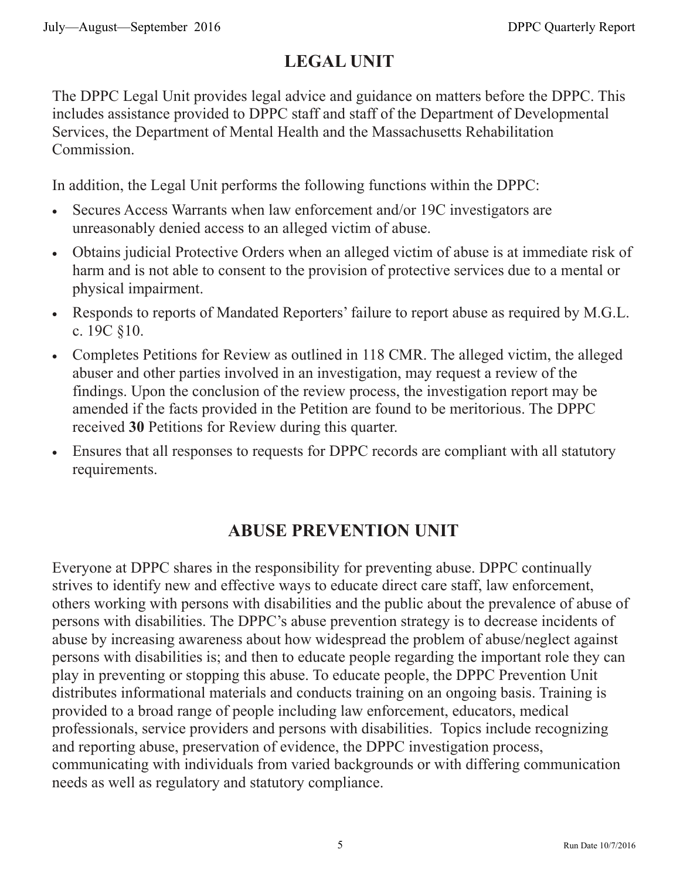## LEGAL UNIT

The DPPC Legal Unit provides legal advice and guidance on matters before the DPPC. This includes assistance provided to DPPC staff and staff of the Department of Developmental Services, the Department of Mental Health and the Massachusetts Rehabilitation Commission.

In addition, the Legal Unit performs the following functions within the DPPC:

- Secures Access Warrants when law enforcement and/or 19C investigators are unreasonably denied access to an alleged victim of abuse.
- Obtains judicial Protective Orders when an alleged victim of abuse is at immediate risk of harm and is not able to consent to the provision of protective services due to a mental or physical impairment.
- Responds to reports of Mandated Reporters' failure to report abuse as required by M.G.L. c. 19C §10.
- Completes Petitions for Review as outlined in 118 CMR. The alleged victim, the alleged abuser and other parties involved in an investigation, may request a review of the findings. Upon the conclusion of the review process, the investigation report may be amended if the facts provided in the Petition are found to be meritorious. The DPPC received **30** Petitions for Review during this quarter.
- Ensures that all responses to requests for DPPC records are compliant with all statutory requirements.

## ABUSE PREVENTION UNIT

Everyone at DPPC shares in the responsibility for preventing abuse. DPPC continually strives to identify new and effective ways to educate direct care staff, law enforcement, others working with persons with disabilities and the public about the prevalence of abuse of persons with disabilities. The DPPC's abuse prevention strategy is to decrease incidents of abuse by increasing awareness about how widespread the problem of abuse/neglect against persons with disabilities is; and then to educate people regarding the important role they can play in preventing or stopping this abuse. To educate people, the DPPC Prevention Unit distributes informational materials and conducts training on an ongoing basis. Training is provided to a broad range of people including law enforcement, educators, medical professionals, service providers and persons with disabilities. Topics include recognizing and reporting abuse, preservation of evidence, the DPPC investigation process, communicating with individuals from varied backgrounds or with differing communication needs as well as regulatory and statutory compliance.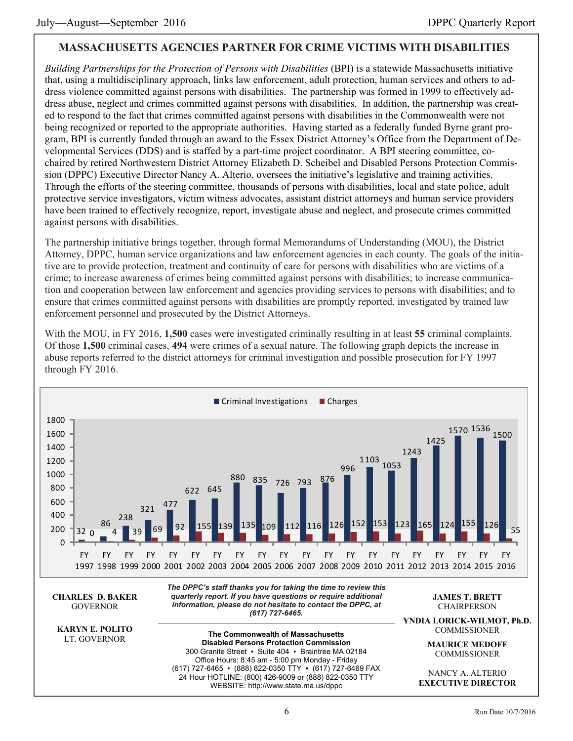## MASSACHUSETTS AGENCIES PARTNER FOR CRIME VICTIMS WITH DISABILITIES

*Building Partnerships for the Protection of Persons with Disabilities* (BPI) is a statewide Massachusetts initiative that, using a multidisciplinary approach, links law enforcement, adult protection, human services and others to address violence committed against persons with disabilities. The partnership was formed in 1999 to effectively address abuse, neglect and crimes committed against persons with disabilities. In addition, the partnership was created to respond to the fact that crimes committed against persons with disabilities in the Commonwealth were not being recognized or reported to the appropriate authorities. Having started as a federally funded Byrne grant program, BPI is currently funded through an award to the Essex District Attorney's Office from the Department of Developmental Services (DDS) and is staffed by a part-time project coordinator. A BPI steering committee, co-chaired by retired Northwestern District Attorney Elizabeth D. Scheibel and Disabled Persons Protection Commission (DPPC) Executive Director Nancy A. Alterio, oversees the initiative's legislative and training activities. Through the efforts of the steering committee, thousands of persons with disabilities, local and state police, adult protective service investigators, victim witness advocates, assistant district attorneys and human service providers have been trained to effectively recognize, report, investigate abuse and neglect, and prosecute crimes committed against persons with disabilities.

The partnership initiative brings together, through formal Memorandums of Understanding (MOU), the District Attorney, DPPC, human service organizations and law enforcement agencies in each county. The goals of the initiative are to provide protection, treatment and continuity of care for persons with disabilities who are victims of a crime; to increase awareness of crimes being committed against persons with disabilities; to increase communication and cooperation between law enforcement and agencies providing services to persons with disabilities; and to ensure that crimes committed against persons with disabilities are promptly reported, investigated by trained law enforcement personnel and prosecuted by the District Attorneys.

With the MOU, in FY 2016, **1,500** cases were investigated criminally resulting in at least **55** criminal complaints. Of those **1,500** criminal cases, **494** were crimes of a sexual nature. The following graph depicts the increase in abuse reports referred to the district attorneys for criminal investigation and possible prosecution for FY 1997 through FY 2016.

Criminal Investigations
Charges

0
200
400
600
800
1000
1200
1400
1600
1800

FY 1997: 32, 0
FY 1998: 86, 4
FY 1999: 238, 39
FY 2000: 321, 69
FY 2001: 477, 92
FY 2002: 622, 155
FY 2003: 645, 139
FY 2004: 880, 135
FY 2005: 835, 109
FY 2006: 726, 112
FY 2007: 793, 116
FY 2008: 876, 126
FY 2009: 996, 152
FY 2010: 1103, 153
FY 2011: 1053, 123
FY 2012: 1243, 165
FY 2013: 1425, 124
FY 2014: 1570, 155
FY 2015: 1536, 126
FY 2016: 1500, 55

**CHARLES D. BAKER**
GOVERNOR

**KARYN E. POLITO**
LT. GOVERNOR

***The DPPC's staff thanks you for taking the time to review this quarterly report. If you have questions or require additional information, please do not hesitate to contact the DPPC, at (617) 727-6465.***

**The Commonwealth of Massachusetts**
**Disabled Persons Protection Commission**
300 Granite Street ▪ Suite 404 ▪ Braintree MA 02184
Office Hours: 8:45 am - 5:00 pm Monday - Friday
(617) 727-6465 ▪ (888) 822-0350 TTY ▪ (617) 727-6469 FAX
24 Hour HOTLINE: (800) 426-9009 or (888) 822-0350 TTY
WEBSITE: http://www.state.ma.us/dppc

**JAMES T. BRETT**
CHAIRPERSON

**YNDIA LORICK-WILMOT, Ph.D.**
COMMISSIONER

**MAURICE MEDOFF**
COMMISSIONER

NANCY A. ALTERIO
**EXECUTIVE DIRECTOR**